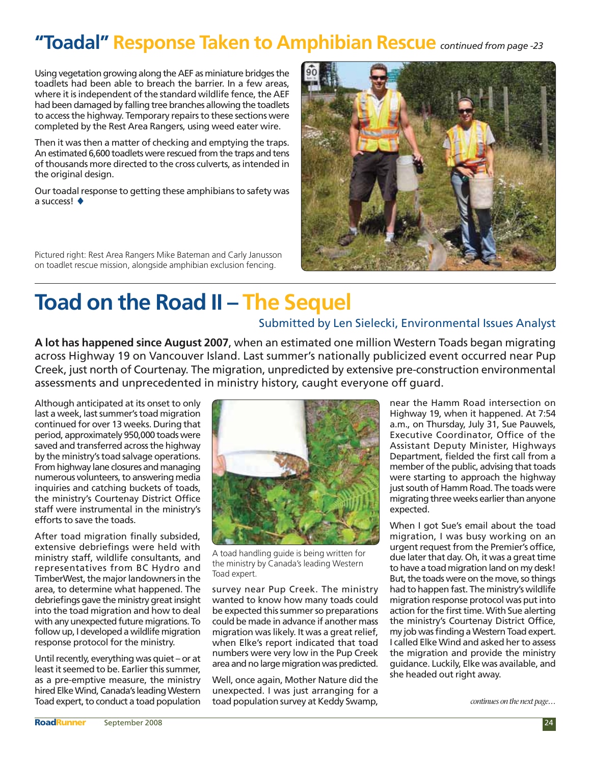# "Toadal" Response Taken to Amphibian Rescue *continued from page -23*

Using vegetation growing along the AEF as miniature bridges the toadlets had been able to breach the barrier. In a few areas, where it is independent of the standard wildlife fence, the AEF had been damaged by falling tree branches allowing the toadlets to access the highway. Temporary repairs to these sections were completed by the Rest Area Rangers, using weed eater wire.

Then it was then a matter of checking and emptying the traps. An estimated 6,600 toadlets were rescued from the traps and tens of thousands more directed to the cross culverts, as intended in the original design.

Our toadal response to getting these amphibians to safety was a success! ♦

Pictured right: Rest Area Rangers Mike Bateman and Carly Janusson on toadlet rescue mission, alongside amphibian exclusion fencing.

# Toad on the Road II – The Sequel

Submitted by Len Sielecki, Environmental Issues Analyst

**A lot has happened since August 2007**, when an estimated one million Western Toads began migrating across Highway 19 on Vancouver Island. Last summer's nationally publicized event occurred near Pup Creek, just north of Courtenay. The migration, unpredicted by extensive pre-construction environmental assessments and unprecedented in ministry history, caught everyone off guard.

Although anticipated at its onset to only last a week, last summer's toad migration continued for over 13 weeks. During that period, approximately 950,000 toads were saved and transferred across the highway by the ministry's toad salvage operations. From highway lane closures and managing numerous volunteers, to answering media inquiries and catching buckets of toads, the ministry's Courtenay District Office staff were instrumental in the ministry's efforts to save the toads.

After toad migration finally subsided, extensive debriefings were held with ministry staff, wildlife consultants, and representatives from BC Hydro and TimberWest, the major landowners in the area, to determine what happened. The debriefings gave the ministry great insight into the toad migration and how to deal with any unexpected future migrations. To follow up, I developed a wildlife migration response protocol for the ministry.

Until recently, everything was quiet – or at least it seemed to be. Earlier this summer, as a pre-emptive measure, the ministry hired Elke Wind, Canada's leading Western Toad expert, to conduct a toad population survey near Pup Creek. The ministry wanted to know how many toads could be expected this summer so preparations could be made in advance if another mass migration was likely. It was a great relief, when Elke's report indicated that toad numbers were very low in the Pup Creek area and no large migration was predicted.

A toad handling guide is being written for the ministry by Canada's leading Western Toad expert.

Well, once again, Mother Nature did the unexpected. I was just arranging for a toad population survey at Keddy Swamp, near the Hamm Road intersection on Highway 19, when it happened. At 7:54 a.m., on Thursday, July 31, Sue Pauwels, Executive Coordinator, Office of the Assistant Deputy Minister, Highways Department, fielded the first call from a member of the public, advising that toads were starting to approach the highway just south of Hamm Road. The toads were migrating three weeks earlier than anyone expected.

When I got Sue's email about the toad migration, I was busy working on an urgent request from the Premier's office, due later that day. Oh, it was a great time to have a toad migration land on my desk! But, the toads were on the move, so things had to happen fast. The ministry's wildlife migration response protocol was put into action for the first time. With Sue alerting the ministry's Courtenay District Office, my job was finding a Western Toad expert. I called Elke Wind and asked her to assess the migration and provide the ministry guidance. Luckily, Elke was available, and she headed out right away.

*continues on the next page…*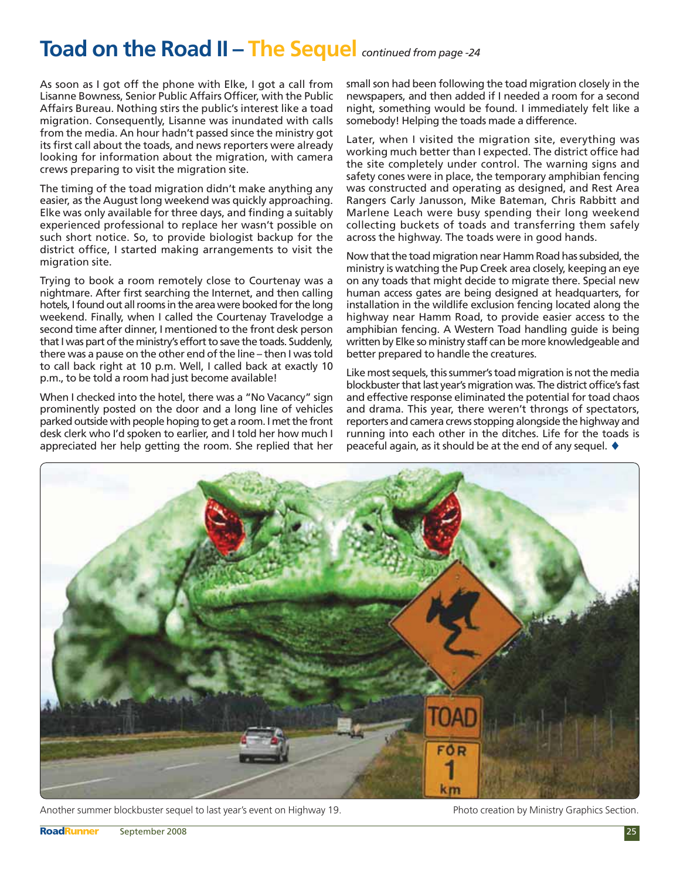# Toad on the Road II – The Sequel *continued from page -24*

As soon as I got off the phone with Elke, I got a call from Lisanne Bowness, Senior Public Affairs Officer, with the Public Affairs Bureau. Nothing stirs the public's interest like a toad migration. Consequently, Lisanne was inundated with calls from the media. An hour hadn't passed since the ministry got its first call about the toads, and news reporters were already looking for information about the migration, with camera crews preparing to visit the migration site.

The timing of the toad migration didn't make anything any easier, as the August long weekend was quickly approaching. Elke was only available for three days, and finding a suitably experienced professional to replace her wasn't possible on such short notice. So, to provide biologist backup for the district office, I started making arrangements to visit the migration site.

Trying to book a room remotely close to Courtenay was a nightmare. After first searching the Internet, and then calling hotels, I found out all rooms in the area were booked for the long weekend. Finally, when I called the Courtenay Travelodge a second time after dinner, I mentioned to the front desk person that I was part of the ministry's effort to save the toads. Suddenly, there was a pause on the other end of the line – then I was told to call back right at 10 p.m. Well, I called back at exactly 10 p.m., to be told a room had just become available!

When I checked into the hotel, there was a "No Vacancy" sign prominently posted on the door and a long line of vehicles parked outside with people hoping to get a room. I met the front desk clerk who I'd spoken to earlier, and I told her how much I appreciated her help getting the room. She replied that her small son had been following the toad migration closely in the newspapers, and then added if I needed a room for a second night, something would be found. I immediately felt like a somebody! Helping the toads made a difference.

Later, when I visited the migration site, everything was working much better than I expected. The district office had the site completely under control. The warning signs and safety cones were in place, the temporary amphibian fencing was constructed and operating as designed, and Rest Area Rangers Carly Janusson, Mike Bateman, Chris Rabbitt and Marlene Leach were busy spending their long weekend collecting buckets of toads and transferring them safely across the highway. The toads were in good hands.

Now that the toad migration near Hamm Road has subsided, the ministry is watching the Pup Creek area closely, keeping an eye on any toads that might decide to migrate there. Special new human access gates are being designed at headquarters, for installation in the wildlife exclusion fencing located along the highway near Hamm Road, to provide easier access to the amphibian fencing. A Western Toad handling guide is being written by Elke so ministry staff can be more knowledgeable and better prepared to handle the creatures.

Like most sequels, this summer's toad migration is not the media blockbuster that last year's migration was. The district office's fast and effective response eliminated the potential for toad chaos and drama. This year, there weren't throngs of spectators, reporters and camera crews stopping alongside the highway and running into each other in the ditches. Life for the toads is peaceful again, as it should be at the end of any sequel. ♦

Another summer blockbuster sequel to last year's event on Highway 19. Photo creation by Ministry Graphics Section.